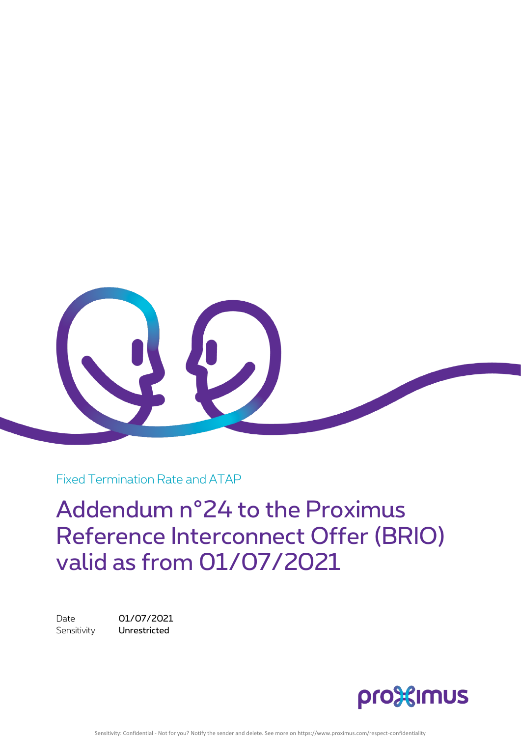Fixed Termination Rate and ATAP

# Addendum n°24 to the Proximus Reference Interconnect Offer (BRIO) valid as from 01/07/2021

| | |
|---|---|
| Date | **01/07/2021** |
| Sensitivity | **Unrestricted** |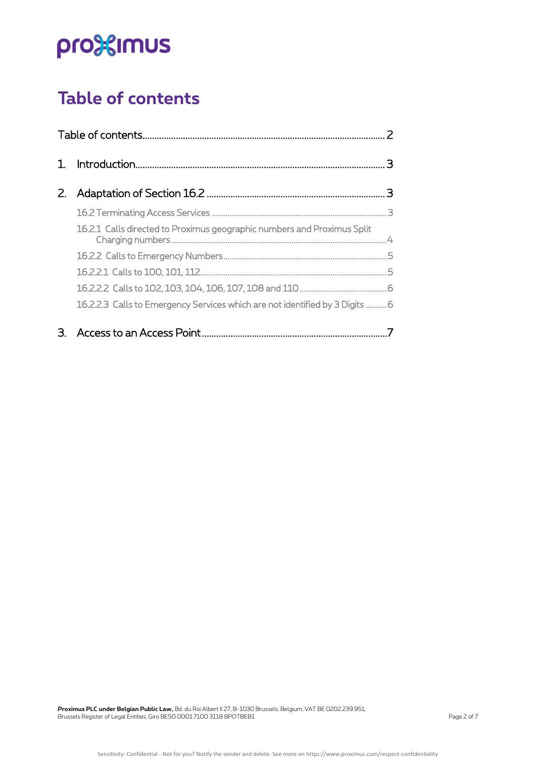# Table of contents

Table of contents ........................................................................................................ 2

1. Introduction ........................................................................................................ 3

2. Adaptation of Section 16.2 ........................................................................................................ 3

   16.2 Terminating Access Services ........................................................................................................ 3

   16.2.1 Calls directed to Proximus geographic numbers and Proximus Split Charging numbers ........................................................................................................ 4

   16.2.2 Calls to Emergency Numbers ........................................................................................................ 5

   16.2.2.1 Calls to 100, 101, 112 ........................................................................................................ 5

   16.2.2.2 Calls to 102, 103, 104, 106, 107, 108 and 110 ........................................................................................................ 6

   16.2.2.3 Calls to Emergency Services which are not identified by 3 Digits ........................................................................................................ 6

3. Access to an Access Point ........................................................................................................ 7

**Proximus PLC under Belgian Public Law,** Bd. du Roi Albert II 27, B-1030 Brussels, Belgium, VAT BE 0202.239.951, Brussels Register of Legal Entities, Giro BE50 0001 7100 3118 BPOTBEB1

Sensitivity: Confidential - Not for you? Notify the sender and delete. See more on https://www.proximus.com/respect-confidentiality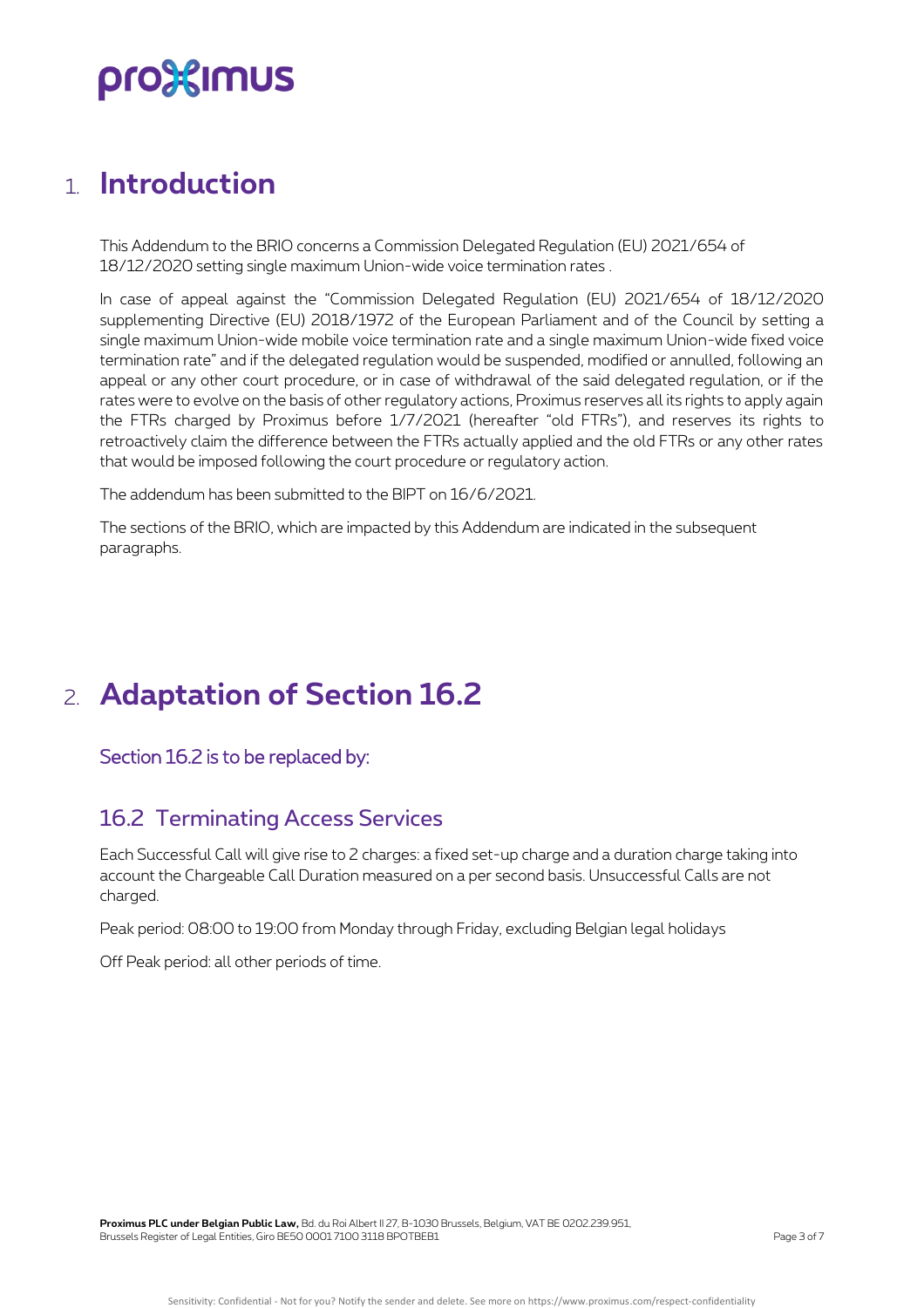# 1. Introduction

This Addendum to the BRIO concerns a Commission Delegated Regulation (EU) 2021/654 of 18/12/2020 setting single maximum Union-wide voice termination rates .

In case of appeal against the "Commission Delegated Regulation (EU) 2021/654 of 18/12/2020 supplementing Directive (EU) 2018/1972 of the European Parliament and of the Council by setting a single maximum Union-wide mobile voice termination rate and a single maximum Union-wide fixed voice termination rate" and if the delegated regulation would be suspended, modified or annulled, following an appeal or any other court procedure, or in case of withdrawal of the said delegated regulation, or if the rates were to evolve on the basis of other regulatory actions, Proximus reserves all its rights to apply again the FTRs charged by Proximus before 1/7/2021 (hereafter "old FTRs"), and reserves its rights to retroactively claim the difference between the FTRs actually applied and the old FTRs or any other rates that would be imposed following the court procedure or regulatory action.

The addendum has been submitted to the BIPT on 16/6/2021.

The sections of the BRIO, which are impacted by this Addendum are indicated in the subsequent paragraphs.

# 2. Adaptation of Section 16.2

Section 16.2 is to be replaced by:

## 16.2 Terminating Access Services

Each Successful Call will give rise to 2 charges: a fixed set-up charge and a duration charge taking into account the Chargeable Call Duration measured on a per second basis. Unsuccessful Calls are not charged.

Peak period: 08:00 to 19:00 from Monday through Friday, excluding Belgian legal holidays

Off Peak period: all other periods of time.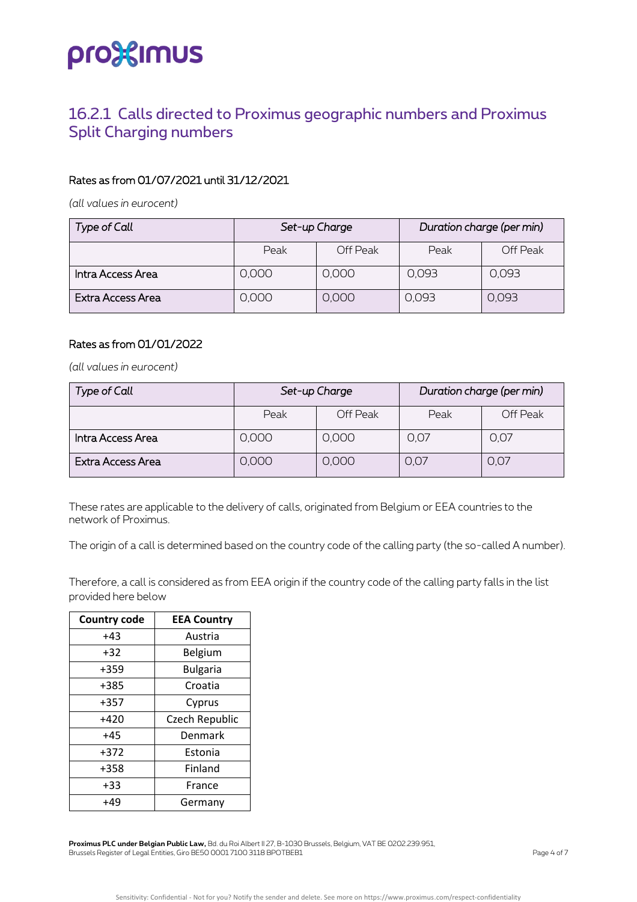## 16.2.1 Calls directed to Proximus geographic numbers and Proximus Split Charging numbers

#### Rates as from 01/07/2021 until 31/12/2021

*(all values in eurocent)*

| *Type of Call* | *Set-up Charge* | | *Duration charge (per min)* | |
|---|---|---|---|---|
| | Peak | Off Peak | Peak | Off Peak |
| Intra Access Area | 0,000 | 0,000 | 0,093 | 0,093 |
| Extra Access Area | 0,000 | 0,000 | 0,093 | 0,093 |

#### Rates as from 01/01/2022

*(all values in eurocent)*

| *Type of Call* | *Set-up Charge* | | *Duration charge (per min)* | |
|---|---|---|---|---|
| | Peak | Off Peak | Peak | Off Peak |
| Intra Access Area | 0,000 | 0,000 | 0,07 | 0,07 |
| Extra Access Area | 0,000 | 0,000 | 0,07 | 0,07 |

These rates are applicable to the delivery of calls, originated from Belgium or EEA countries to the network of Proximus.

The origin of a call is determined based on the country code of the calling party (the so-called A number).

Therefore, a call is considered as from EEA origin if the country code of the calling party falls in the list provided here below

| Country code | EEA Country |
|---|---|
| +43 | Austria |
| +32 | Belgium |
| +359 | Bulgaria |
| +385 | Croatia |
| +357 | Cyprus |
| +420 | Czech Republic |
| +45 | Denmark |
| +372 | Estonia |
| +358 | Finland |
| +33 | France |
| +49 | Germany |

**Proximus PLC under Belgian Public Law,** Bd. du Roi Albert II 27, B-1030 Brussels, Belgium, VAT BE 0202.239.951, Brussels Register of Legal Entities, Giro BE50 0001 7100 3118 BPOTBEB1

Sensitivity: Confidential - Not for you? Notify the sender and delete. See more on https://www.proximus.com/respect-confidentiality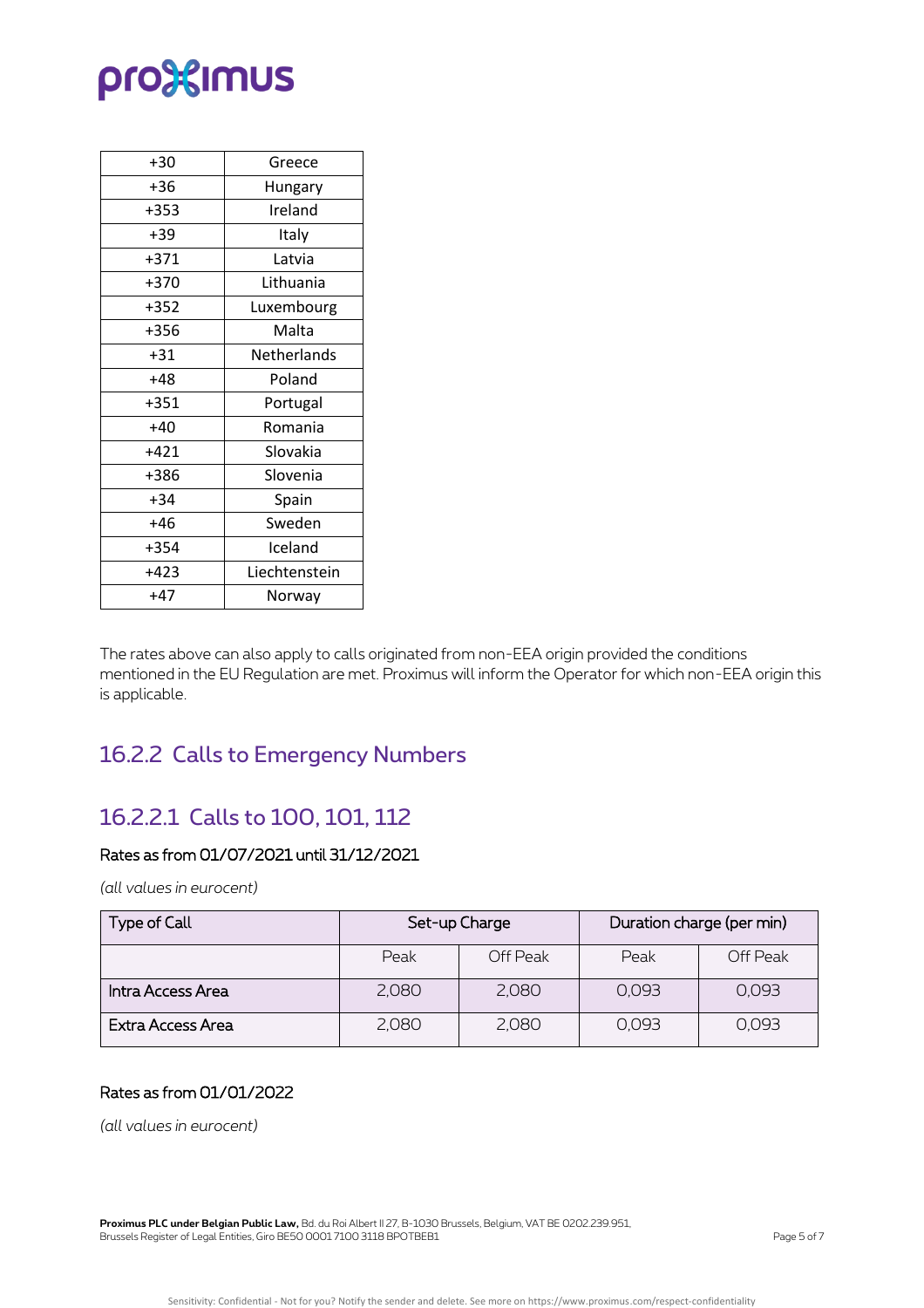| +30 | Greece |
|---|---|
| +36 | Hungary |
| +353 | Ireland |
| +39 | Italy |
| +371 | Latvia |
| +370 | Lithuania |
| +352 | Luxembourg |
| +356 | Malta |
| +31 | Netherlands |
| +48 | Poland |
| +351 | Portugal |
| +40 | Romania |
| +421 | Slovakia |
| +386 | Slovenia |
| +34 | Spain |
| +46 | Sweden |
| +354 | Iceland |
| +423 | Liechtenstein |
| +47 | Norway |

The rates above can also apply to calls originated from non-EEA origin provided the conditions mentioned in the EU Regulation are met. Proximus will inform the Operator for which non-EEA origin this is applicable.

## 16.2.2 Calls to Emergency Numbers

## 16.2.2.1 Calls to 100, 101, 112

#### Rates as from 01/07/2021 until 31/12/2021

*(all values in eurocent)*

| Type of Call | Set-up Charge | | Duration charge (per min) | |
|---|---|---|---|---|
| | Peak | Off Peak | Peak | Off Peak |
| Intra Access Area | 2,080 | 2,080 | 0,093 | 0,093 |
| Extra Access Area | 2,080 | 2,080 | 0,093 | 0,093 |

#### Rates as from 01/01/2022

*(all values in eurocent)*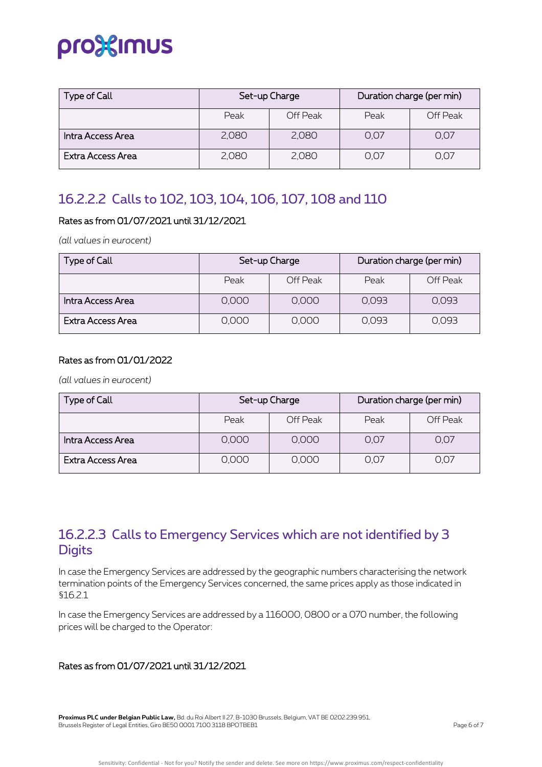| Type of Call | Set-up Charge | | Duration charge (per min) | |
|---|---|---|---|---|
| | Peak | Off Peak | Peak | Off Peak |
| Intra Access Area | 2,080 | 2,080 | 0,07 | 0,07 |
| Extra Access Area | 2,080 | 2,080 | 0,07 | 0,07 |

### 16.2.2.2 Calls to 102, 103, 104, 106, 107, 108 and 110

**Rates as from 01/07/2021 until 31/12/2021**

*(all values in eurocent)*

| Type of Call | Set-up Charge | | Duration charge (per min) | |
|---|---|---|---|---|
| | Peak | Off Peak | Peak | Off Peak |
| Intra Access Area | 0,000 | 0,000 | 0,093 | 0,093 |
| Extra Access Area | 0,000 | 0,000 | 0,093 | 0,093 |

**Rates as from 01/01/2022**

*(all values in eurocent)*

| Type of Call | Set-up Charge | | Duration charge (per min) | |
|---|---|---|---|---|
| | Peak | Off Peak | Peak | Off Peak |
| Intra Access Area | 0,000 | 0,000 | 0,07 | 0,07 |
| Extra Access Area | 0,000 | 0,000 | 0,07 | 0,07 |

### 16.2.2.3 Calls to Emergency Services which are not identified by 3 Digits

In case the Emergency Services are addressed by the geographic numbers characterising the network termination points of the Emergency Services concerned, the same prices apply as those indicated in §16.2.1

In case the Emergency Services are addressed by a 116000, 0800 or a 070 number, the following prices will be charged to the Operator:

**Rates as from 01/07/2021 until 31/12/2021**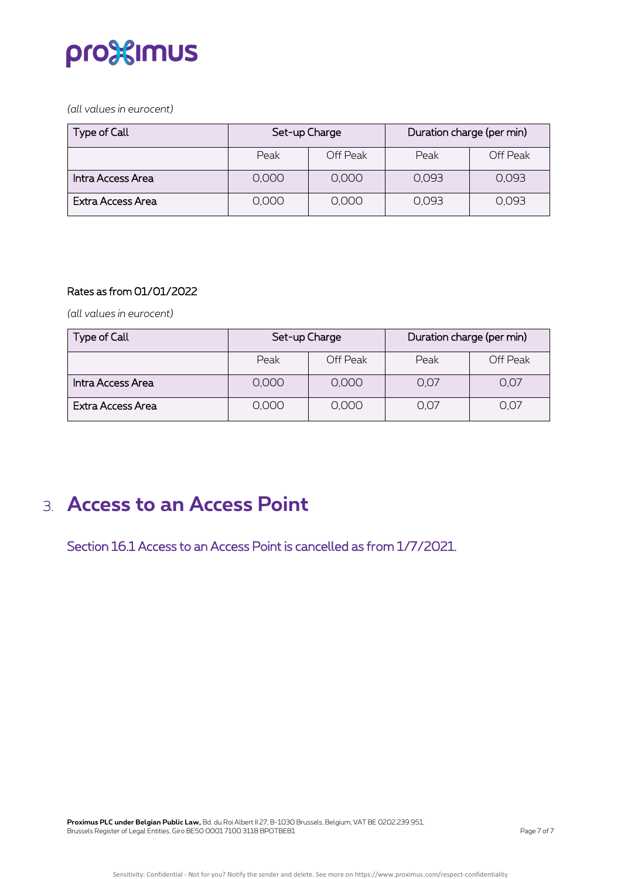*(all values in eurocent)*

| Type of Call | Set-up Charge | | Duration charge (per min) | |
|---|---|---|---|---|
| | Peak | Off Peak | Peak | Off Peak |
| Intra Access Area | 0,000 | 0,000 | 0,093 | 0,093 |
| Extra Access Area | 0,000 | 0,000 | 0,093 | 0,093 |

Rates as from 01/01/2022

*(all values in eurocent)*

| Type of Call | Set-up Charge | | Duration charge (per min) | |
|---|---|---|---|---|
| | Peak | Off Peak | Peak | Off Peak |
| Intra Access Area | 0,000 | 0,000 | 0,07 | 0,07 |
| Extra Access Area | 0,000 | 0,000 | 0,07 | 0,07 |

# 3. Access to an Access Point

Section 16.1 Access to an Access Point is cancelled as from 1/7/2021.

**Proximus PLC under Belgian Public Law,** Bd. du Roi Albert II 27, B-1030 Brussels, Belgium, VAT BE 0202.239.951, Brussels Register of Legal Entities, Giro BE50 0001 7100 3118 BPOTBEB1

Sensitivity: Confidential - Not for you? Notify the sender and delete. See more on https://www.proximus.com/respect-confidentiality